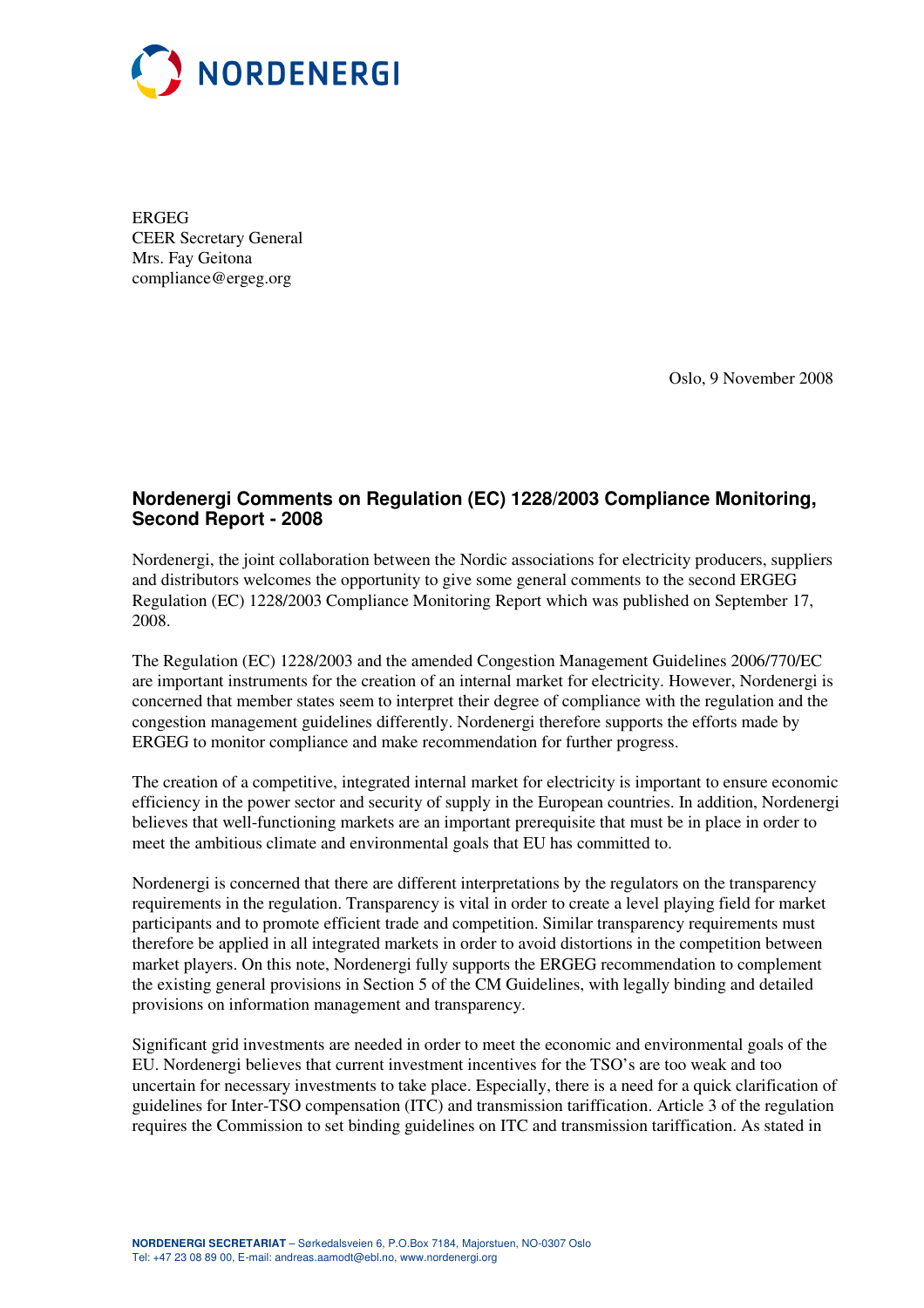NORDENERGI

ERGEG
CEER Secretary General
Mrs. Fay Geitona
compliance@ergeg.org

Oslo, 9 November 2008

## Nordenergi Comments on Regulation (EC) 1228/2003 Compliance Monitoring, Second Report - 2008

Nordenergi, the joint collaboration between the Nordic associations for electricity producers, suppliers and distributors welcomes the opportunity to give some general comments to the second ERGEG Regulation (EC) 1228/2003 Compliance Monitoring Report which was published on September 17, 2008.

The Regulation (EC) 1228/2003 and the amended Congestion Management Guidelines 2006/770/EC are important instruments for the creation of an internal market for electricity. However, Nordenergi is concerned that member states seem to interpret their degree of compliance with the regulation and the congestion management guidelines differently. Nordenergi therefore supports the efforts made by ERGEG to monitor compliance and make recommendation for further progress.

The creation of a competitive, integrated internal market for electricity is important to ensure economic efficiency in the power sector and security of supply in the European countries. In addition, Nordenergi believes that well-functioning markets are an important prerequisite that must be in place in order to meet the ambitious climate and environmental goals that EU has committed to.

Nordenergi is concerned that there are different interpretations by the regulators on the transparency requirements in the regulation. Transparency is vital in order to create a level playing field for market participants and to promote efficient trade and competition. Similar transparency requirements must therefore be applied in all integrated markets in order to avoid distortions in the competition between market players. On this note, Nordenergi fully supports the ERGEG recommendation to complement the existing general provisions in Section 5 of the CM Guidelines, with legally binding and detailed provisions on information management and transparency.

Significant grid investments are needed in order to meet the economic and environmental goals of the EU. Nordenergi believes that current investment incentives for the TSO's are too weak and too uncertain for necessary investments to take place. Especially, there is a need for a quick clarification of guidelines for Inter-TSO compensation (ITC) and transmission tariffication. Article 3 of the regulation requires the Commission to set binding guidelines on ITC and transmission tariffication. As stated in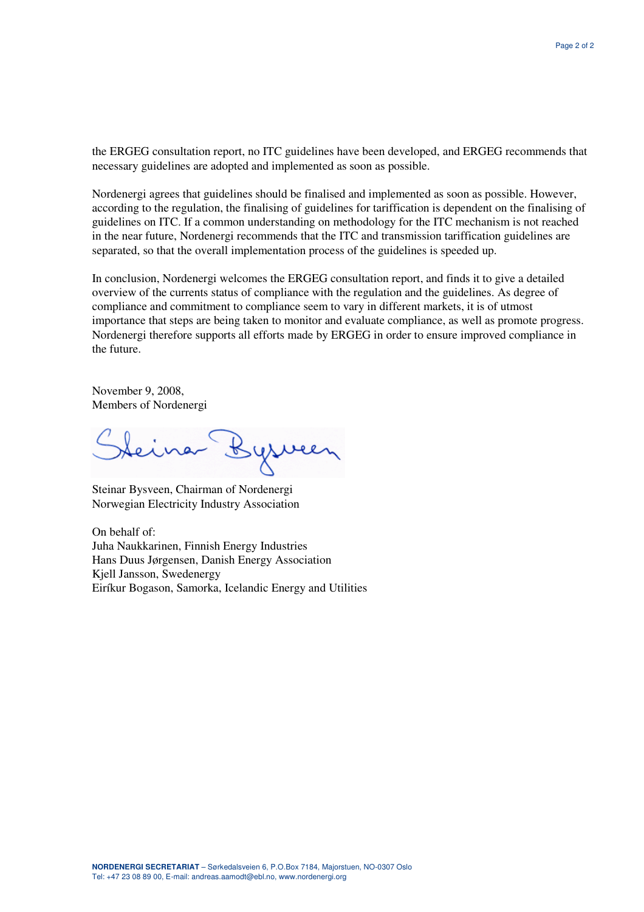the ERGEG consultation report, no ITC guidelines have been developed, and ERGEG recommends that necessary guidelines are adopted and implemented as soon as possible.

Nordenergi agrees that guidelines should be finalised and implemented as soon as possible. However, according to the regulation, the finalising of guidelines for tariffication is dependent on the finalising of guidelines on ITC. If a common understanding on methodology for the ITC mechanism is not reached in the near future, Nordenergi recommends that the ITC and transmission tariffication guidelines are separated, so that the overall implementation process of the guidelines is speeded up.

In conclusion, Nordenergi welcomes the ERGEG consultation report, and finds it to give a detailed overview of the currents status of compliance with the regulation and the guidelines. As degree of compliance and commitment to compliance seem to vary in different markets, it is of utmost importance that steps are being taken to monitor and evaluate compliance, as well as promote progress. Nordenergi therefore supports all efforts made by ERGEG in order to ensure improved compliance in the future.

November 9, 2008,
Members of Nordenergi

Steinar Bysveen, Chairman of Nordenergi
Norwegian Electricity Industry Association

On behalf of:
Juha Naukkarinen, Finnish Energy Industries
Hans Duus Jørgensen, Danish Energy Association
Kjell Jansson, Swedenergy
Eiríkur Bogason, Samorka, Icelandic Energy and Utilities

**NORDENERGI SECRETARIAT** – Sørkedalsveien 6, P.O.Box 7184, Majorstuen, NO-0307 Oslo
Tel: +47 23 08 89 00, E-mail: andreas.aamodt@ebl.no, www.nordenergi.org